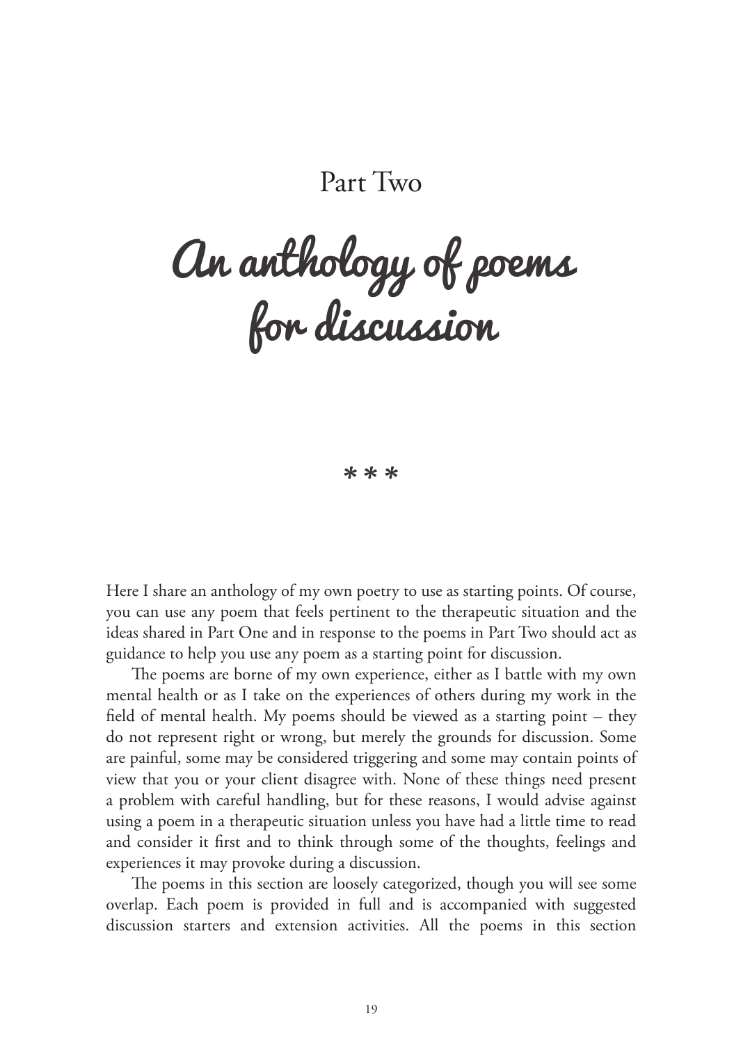# Part Two

# An anthology of poems for discussion

\* \* \*

Here I share an anthology of my own poetry to use as starting points. Of course, you can use any poem that feels pertinent to the therapeutic situation and the ideas shared in Part One and in response to the poems in Part Two should act as guidance to help you use any poem as a starting point for discussion.

The poems are borne of my own experience, either as I battle with my own mental health or as I take on the experiences of others during my work in the field of mental health. My poems should be viewed as a starting point – they do not represent right or wrong, but merely the grounds for discussion. Some are painful, some may be considered triggering and some may contain points of view that you or your client disagree with. None of these things need present a problem with careful handling, but for these reasons, I would advise against using a poem in a therapeutic situation unless you have had a little time to read and consider it first and to think through some of the thoughts, feelings and experiences it may provoke during a discussion.

The poems in this section are loosely categorized, though you will see some overlap. Each poem is provided in full and is accompanied with suggested discussion starters and extension activities. All the poems in this section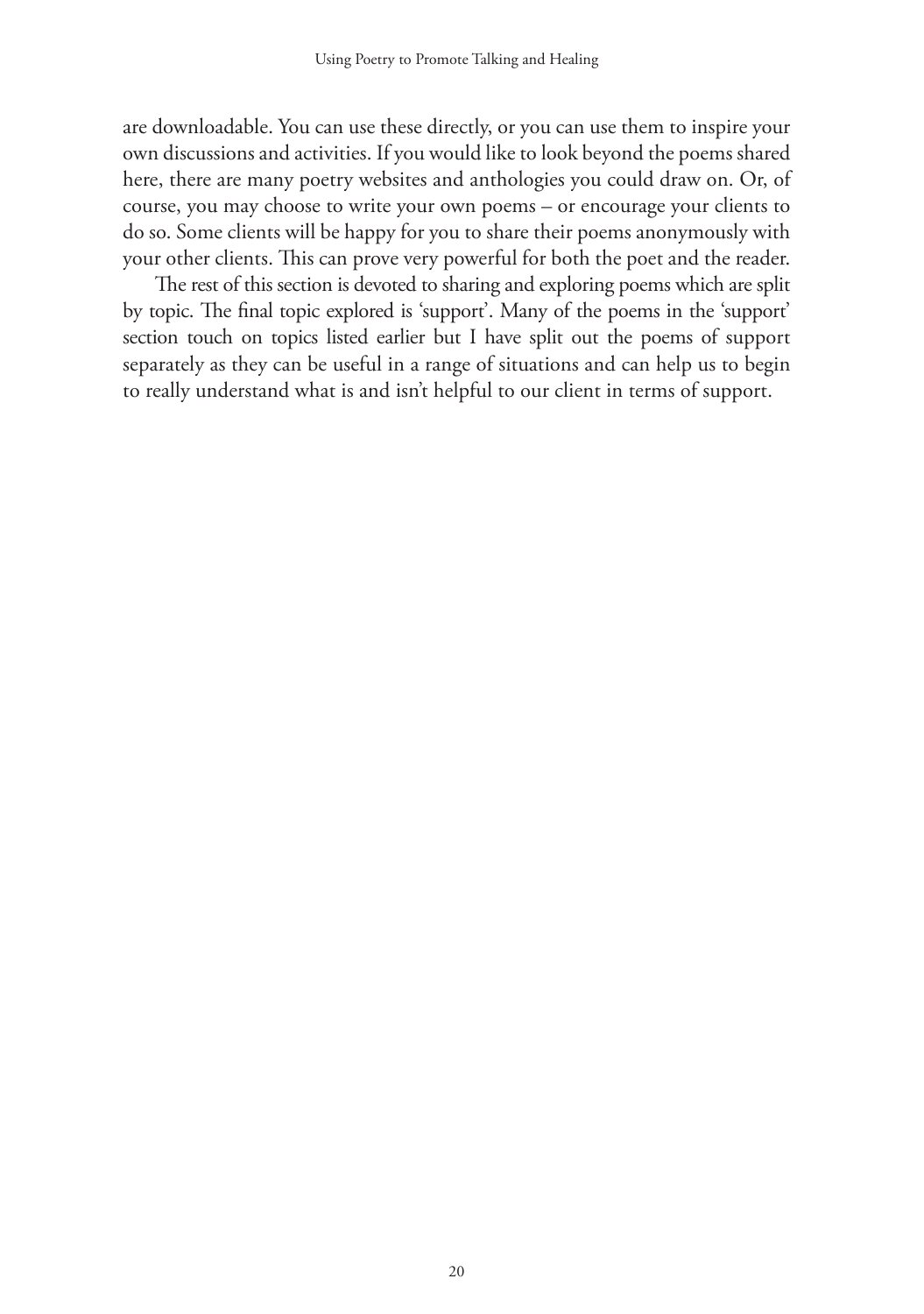are downloadable. You can use these directly, or you can use them to inspire your own discussions and activities. If you would like to look beyond the poems shared here, there are many poetry websites and anthologies you could draw on. Or, of course, you may choose to write your own poems – or encourage your clients to do so. Some clients will be happy for you to share their poems anonymously with your other clients. This can prove very powerful for both the poet and the reader.

The rest of this section is devoted to sharing and exploring poems which are split by topic. The final topic explored is 'support'. Many of the poems in the 'support' section touch on topics listed earlier but I have split out the poems of support separately as they can be useful in a range of situations and can help us to begin to really understand what is and isn't helpful to our client in terms of support.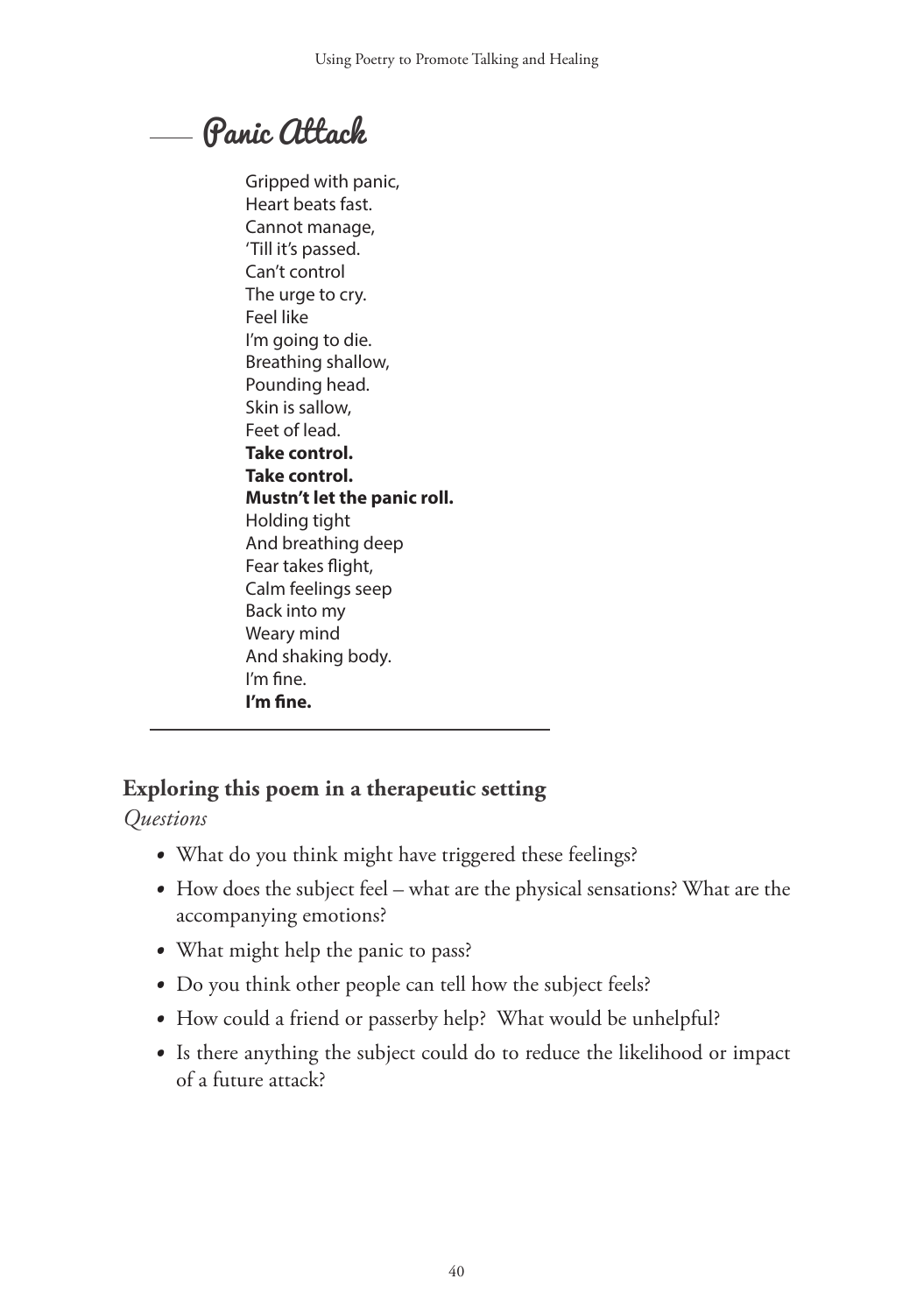## Panic Attack

Gripped with panic,
Heart beats fast.
Cannot manage,
'Till it's passed.
Can't control
The urge to cry.
Feel like
I'm going to die.
Breathing shallow,
Pounding head.
Skin is sallow,
Feet of lead.
**Take control.**
**Take control.**
**Mustn't let the panic roll.**
Holding tight
And breathing deep
Fear takes flight,
Calm feelings seep
Back into my
Weary mind
And shaking body.
I'm fine.
**I'm fine.**

### Exploring this poem in a therapeutic setting

*Questions*

- What do you think might have triggered these feelings?
- How does the subject feel – what are the physical sensations? What are the accompanying emotions?
- What might help the panic to pass?
- Do you think other people can tell how the subject feels?
- How could a friend or passerby help? What would be unhelpful?
- Is there anything the subject could do to reduce the likelihood or impact of a future attack?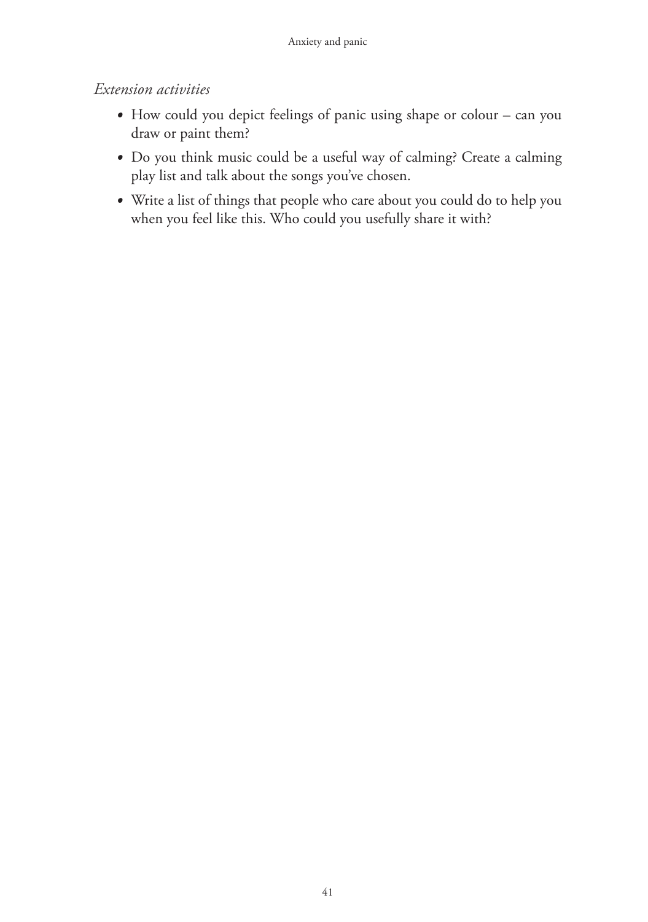*Extension activities*

- How could you depict feelings of panic using shape or colour – can you draw or paint them?
- Do you think music could be a useful way of calming? Create a calming play list and talk about the songs you've chosen.
- Write a list of things that people who care about you could do to help you when you feel like this. Who could you usefully share it with?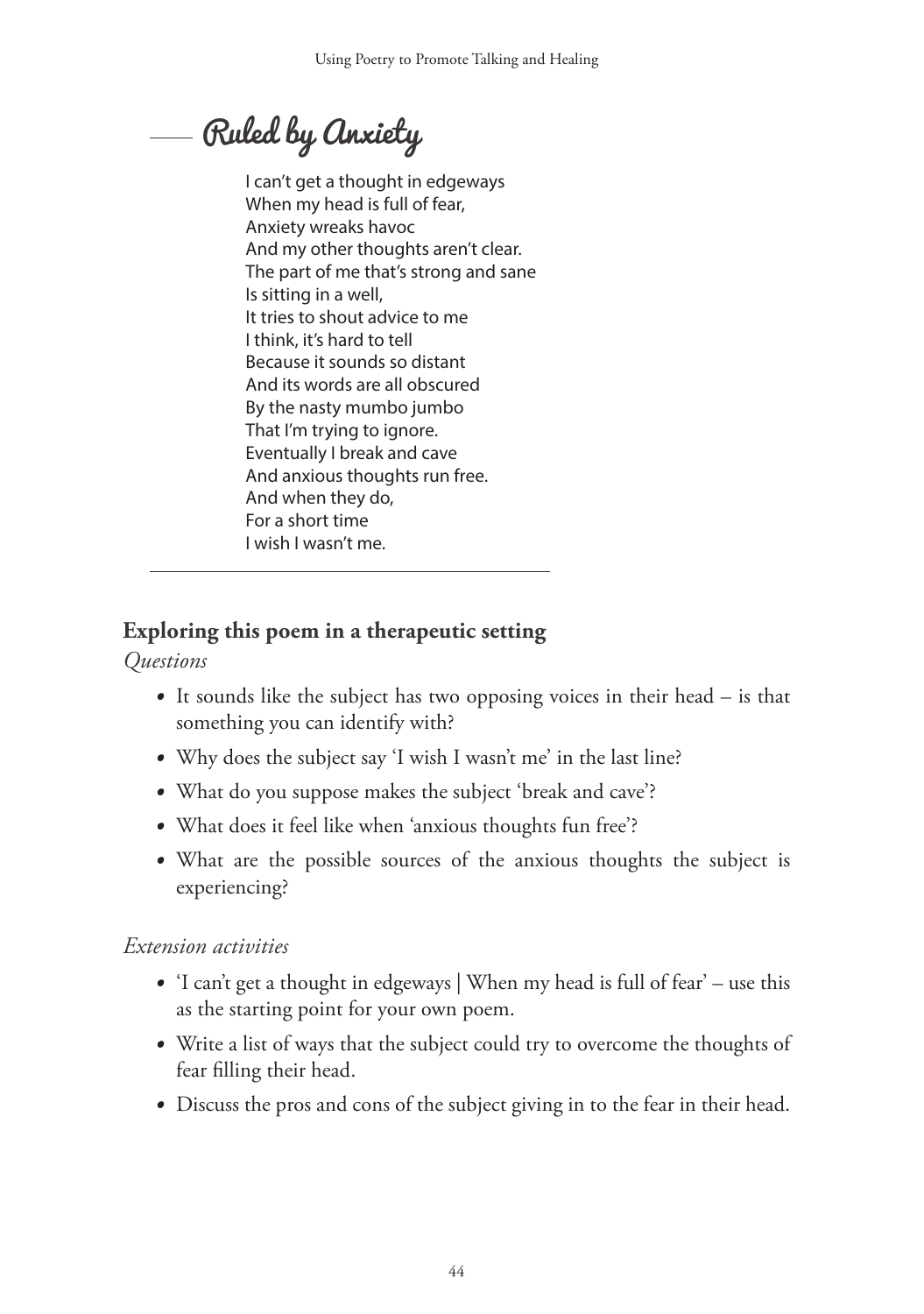## Ruled by Anxiety

I can't get a thought in edgeways  
When my head is full of fear,  
Anxiety wreaks havoc  
And my other thoughts aren't clear.  
The part of me that's strong and sane  
Is sitting in a well,  
It tries to shout advice to me  
I think, it's hard to tell  
Because it sounds so distant  
And its words are all obscured  
By the nasty mumbo jumbo  
That I'm trying to ignore.  
Eventually I break and cave  
And anxious thoughts run free.  
And when they do,  
For a short time  
I wish I wasn't me.

---

### Exploring this poem in a therapeutic setting

*Questions*

- It sounds like the subject has two opposing voices in their head – is that something you can identify with?
- Why does the subject say 'I wish I wasn't me' in the last line?
- What do you suppose makes the subject 'break and cave'?
- What does it feel like when 'anxious thoughts fun free'?
- What are the possible sources of the anxious thoughts the subject is experiencing?

*Extension activities*

- 'I can't get a thought in edgeways | When my head is full of fear' – use this as the starting point for your own poem.
- Write a list of ways that the subject could try to overcome the thoughts of fear filling their head.
- Discuss the pros and cons of the subject giving in to the fear in their head.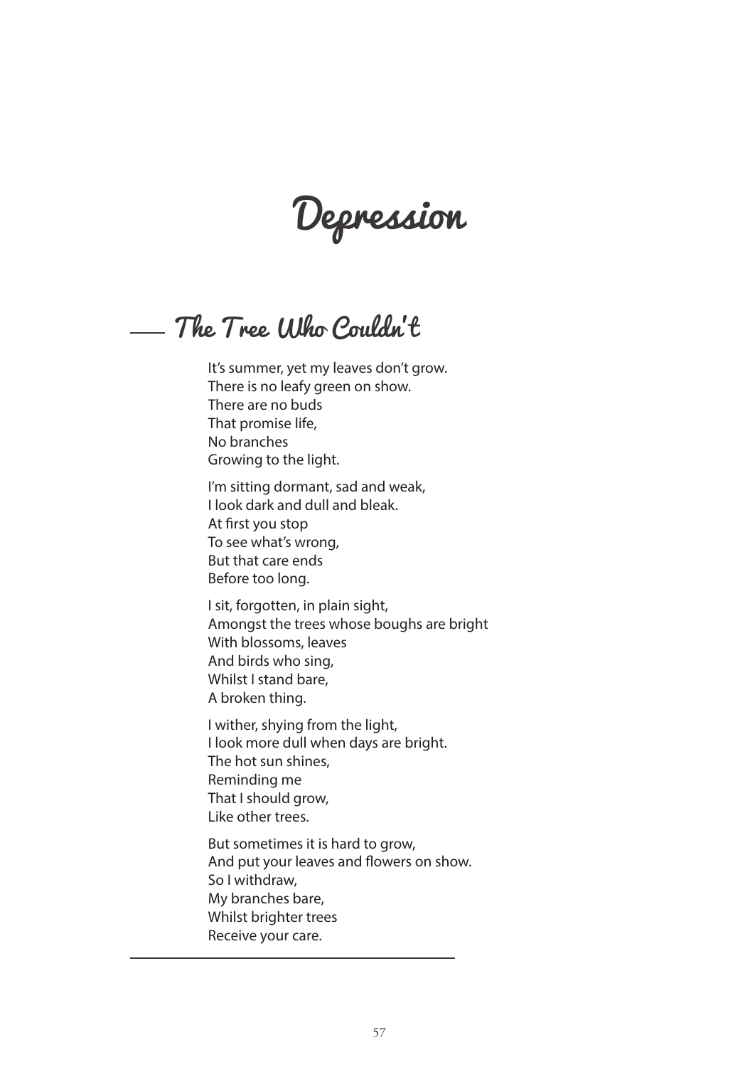# Depression

## The Tree Who Couldn't

It's summer, yet my leaves don't grow.
There is no leafy green on show.
There are no buds
That promise life,
No branches
Growing to the light.

I'm sitting dormant, sad and weak,
I look dark and dull and bleak.
At first you stop
To see what's wrong,
But that care ends
Before too long.

I sit, forgotten, in plain sight,
Amongst the trees whose boughs are bright
With blossoms, leaves
And birds who sing,
Whilst I stand bare,
A broken thing.

I wither, shying from the light,
I look more dull when days are bright.
The hot sun shines,
Reminding me
That I should grow,
Like other trees.

But sometimes it is hard to grow,
And put your leaves and flowers on show.
So I withdraw,
My branches bare,
Whilst brighter trees
Receive your care.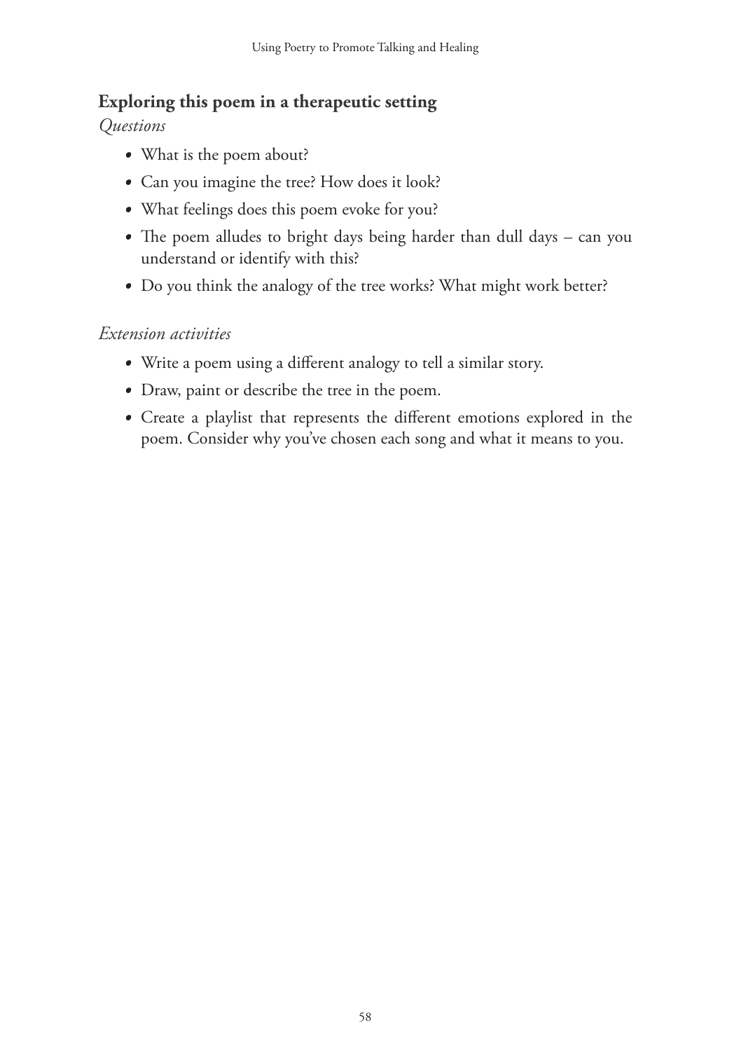## Exploring this poem in a therapeutic setting

*Questions*

- What is the poem about?
- Can you imagine the tree? How does it look?
- What feelings does this poem evoke for you?
- The poem alludes to bright days being harder than dull days – can you understand or identify with this?
- Do you think the analogy of the tree works? What might work better?

*Extension activities*

- Write a poem using a different analogy to tell a similar story.
- Draw, paint or describe the tree in the poem.
- Create a playlist that represents the different emotions explored in the poem. Consider why you've chosen each song and what it means to you.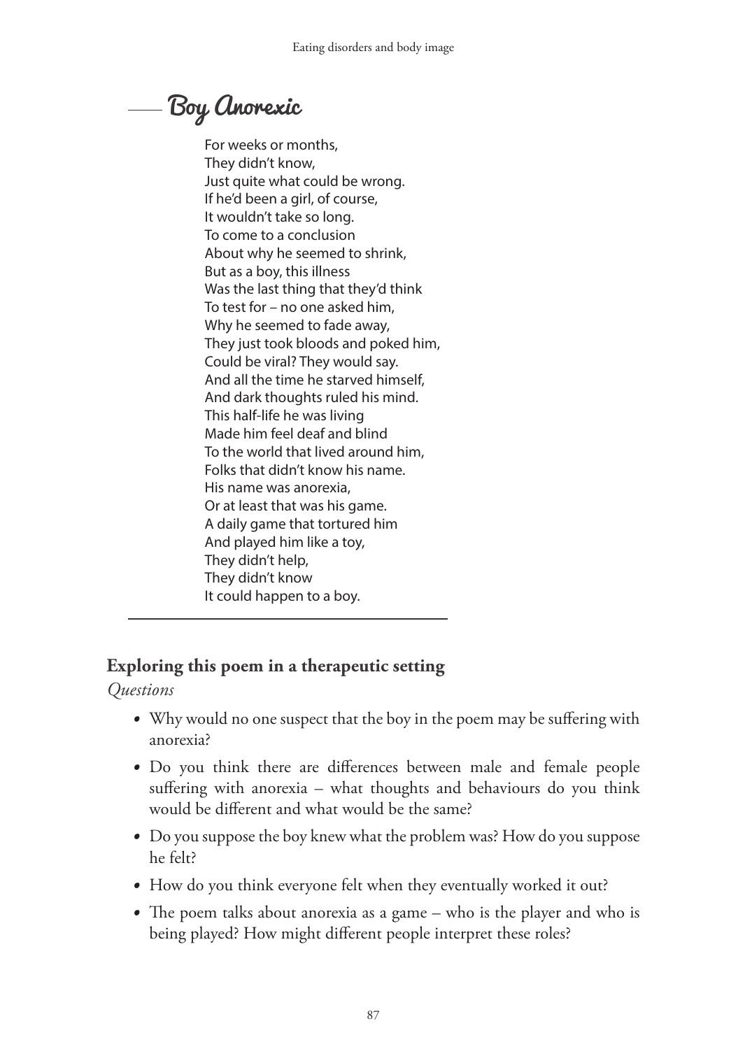## Boy Anorexic

For weeks or months,  
They didn't know,  
Just quite what could be wrong.  
If he'd been a girl, of course,  
It wouldn't take so long.  
To come to a conclusion  
About why he seemed to shrink,  
But as a boy, this illness  
Was the last thing that they'd think  
To test for – no one asked him,  
Why he seemed to fade away,  
They just took bloods and poked him,  
Could be viral? They would say.  
And all the time he starved himself,  
And dark thoughts ruled his mind.  
This half-life he was living  
Made him feel deaf and blind  
To the world that lived around him,  
Folks that didn't know his name.  
His name was anorexia,  
Or at least that was his game.  
A daily game that tortured him  
And played him like a toy,  
They didn't help,  
They didn't know  
It could happen to a boy.

### Exploring this poem in a therapeutic setting

*Questions*

- Why would no one suspect that the boy in the poem may be suffering with anorexia?
- Do you think there are differences between male and female people suffering with anorexia – what thoughts and behaviours do you think would be different and what would be the same?
- Do you suppose the boy knew what the problem was? How do you suppose he felt?
- How do you think everyone felt when they eventually worked it out?
- The poem talks about anorexia as a game – who is the player and who is being played? How might different people interpret these roles?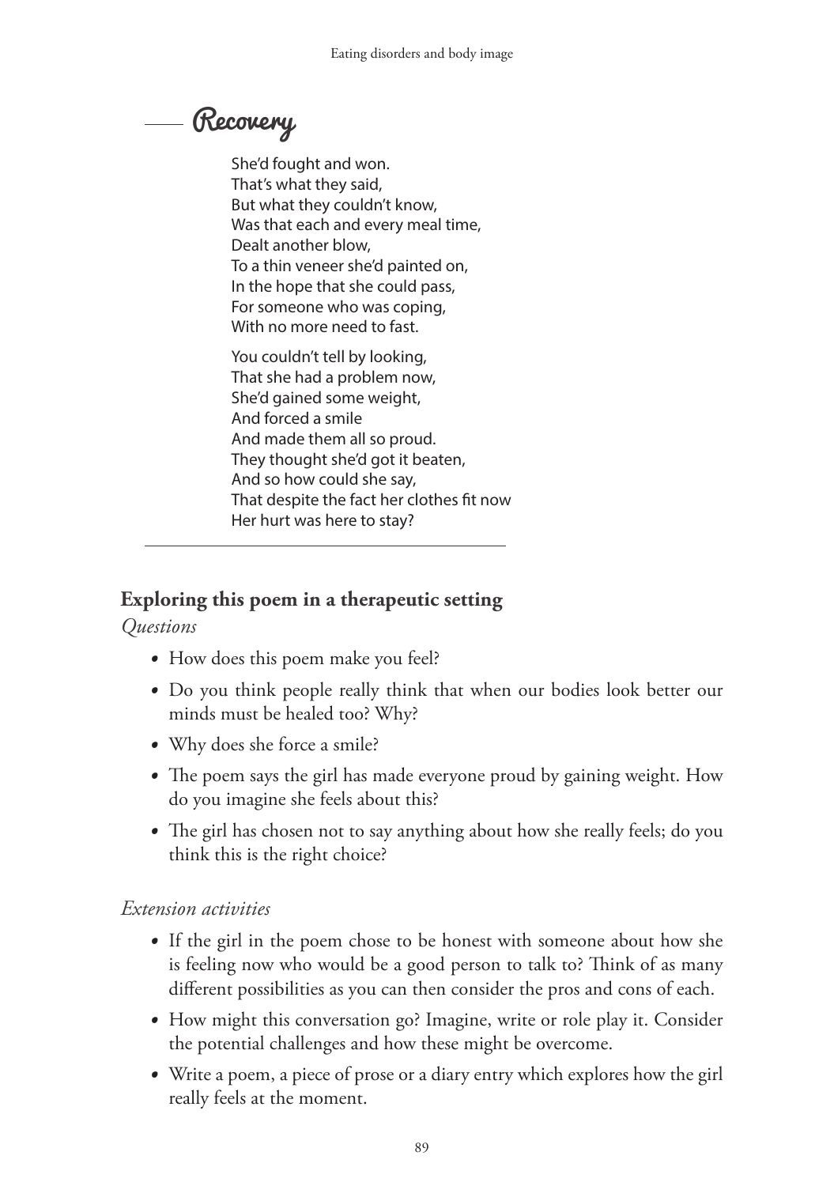## Recovery

She'd fought and won.
That's what they said,
But what they couldn't know,
Was that each and every meal time,
Dealt another blow,
To a thin veneer she'd painted on,
In the hope that she could pass,
For someone who was coping,
With no more need to fast.

You couldn't tell by looking,
That she had a problem now,
She'd gained some weight,
And forced a smile
And made them all so proud.
They thought she'd got it beaten,
And so how could she say,
That despite the fact her clothes fit now
Her hurt was here to stay?

### Exploring this poem in a therapeutic setting

*Questions*

- How does this poem make you feel?
- Do you think people really think that when our bodies look better our minds must be healed too? Why?
- Why does she force a smile?
- The poem says the girl has made everyone proud by gaining weight. How do you imagine she feels about this?
- The girl has chosen not to say anything about how she really feels; do you think this is the right choice?

*Extension activities*

- If the girl in the poem chose to be honest with someone about how she is feeling now who would be a good person to talk to? Think of as many different possibilities as you can then consider the pros and cons of each.
- How might this conversation go? Imagine, write or role play it. Consider the potential challenges and how these might be overcome.
- Write a poem, a piece of prose or a diary entry which explores how the girl really feels at the moment.